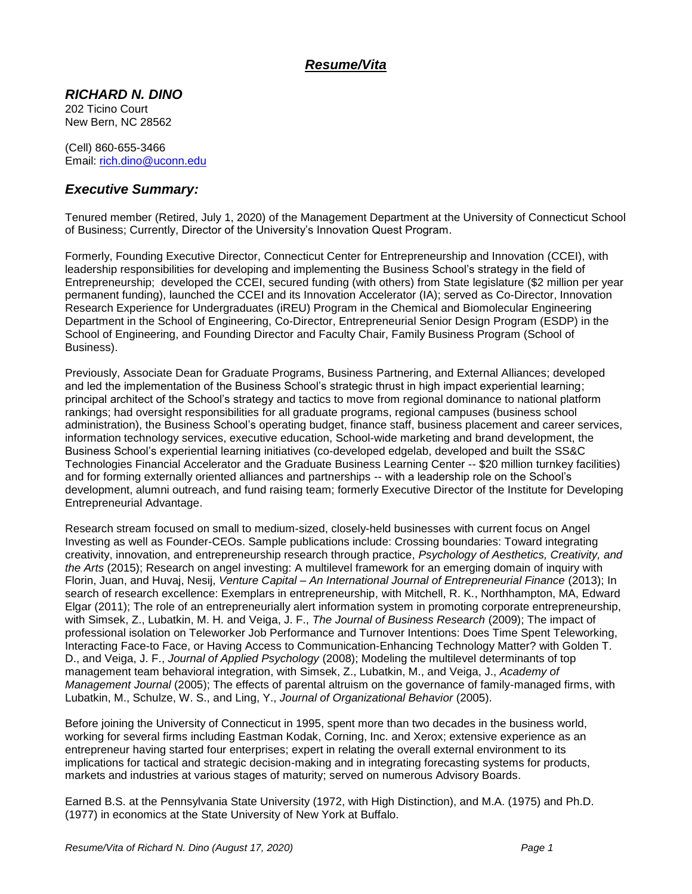# *Resume/Vita*

## *RICHARD N. DINO*

202 Ticino Court
New Bern, NC 28562

(Cell) 860-655-3466
Email: rich.dino@uconn.edu

## *Executive Summary:*

Tenured member (Retired, July 1, 2020) of the Management Department at the University of Connecticut School of Business; Currently, Director of the University's Innovation Quest Program.

Formerly, Founding Executive Director, Connecticut Center for Entrepreneurship and Innovation (CCEI), with leadership responsibilities for developing and implementing the Business School's strategy in the field of Entrepreneurship; developed the CCEI, secured funding (with others) from State legislature ($2 million per year permanent funding), launched the CCEI and its Innovation Accelerator (IA); served as Co-Director, Innovation Research Experience for Undergraduates (iREU) Program in the Chemical and Biomolecular Engineering Department in the School of Engineering, Co-Director, Entrepreneurial Senior Design Program (ESDP) in the School of Engineering, and Founding Director and Faculty Chair, Family Business Program (School of Business).

Previously, Associate Dean for Graduate Programs, Business Partnering, and External Alliances; developed and led the implementation of the Business School's strategic thrust in high impact experiential learning; principal architect of the School's strategy and tactics to move from regional dominance to national platform rankings; had oversight responsibilities for all graduate programs, regional campuses (business school administration), the Business School's operating budget, finance staff, business placement and career services, information technology services, executive education, School-wide marketing and brand development, the Business School's experiential learning initiatives (co-developed edgelab, developed and built the SS&C Technologies Financial Accelerator and the Graduate Business Learning Center -- $20 million turnkey facilities) and for forming externally oriented alliances and partnerships -- with a leadership role on the School's development, alumni outreach, and fund raising team; formerly Executive Director of the Institute for Developing Entrepreneurial Advantage.

Research stream focused on small to medium-sized, closely-held businesses with current focus on Angel Investing as well as Founder-CEOs. Sample publications include: Crossing boundaries: Toward integrating creativity, innovation, and entrepreneurship research through practice, *Psychology of Aesthetics, Creativity, and the Arts* (2015); Research on angel investing: A multilevel framework for an emerging domain of inquiry with Florin, Juan, and Huvaj, Nesij, *Venture Capital – An International Journal of Entrepreneurial Finance* (2013); In search of research excellence: Exemplars in entrepreneurship, with Mitchell, R. K., Northhampton, MA, Edward Elgar (2011); The role of an entrepreneurially alert information system in promoting corporate entrepreneurship, with Simsek, Z., Lubatkin, M. H. and Veiga, J. F., *The Journal of Business Research* (2009); The impact of professional isolation on Teleworker Job Performance and Turnover Intentions: Does Time Spent Teleworking, Interacting Face-to Face, or Having Access to Communication-Enhancing Technology Matter? with Golden T. D., and Veiga, J. F., *Journal of Applied Psychology* (2008); Modeling the multilevel determinants of top management team behavioral integration, with Simsek, Z., Lubatkin, M., and Veiga, J., *Academy of Management Journal* (2005); The effects of parental altruism on the governance of family-managed firms, with Lubatkin, M., Schulze, W. S., and Ling, Y., *Journal of Organizational Behavior* (2005).

Before joining the University of Connecticut in 1995, spent more than two decades in the business world, working for several firms including Eastman Kodak, Corning, Inc. and Xerox; extensive experience as an entrepreneur having started four enterprises; expert in relating the overall external environment to its implications for tactical and strategic decision-making and in integrating forecasting systems for products, markets and industries at various stages of maturity; served on numerous Advisory Boards.

Earned B.S. at the Pennsylvania State University (1972, with High Distinction), and M.A. (1975) and Ph.D. (1977) in economics at the State University of New York at Buffalo.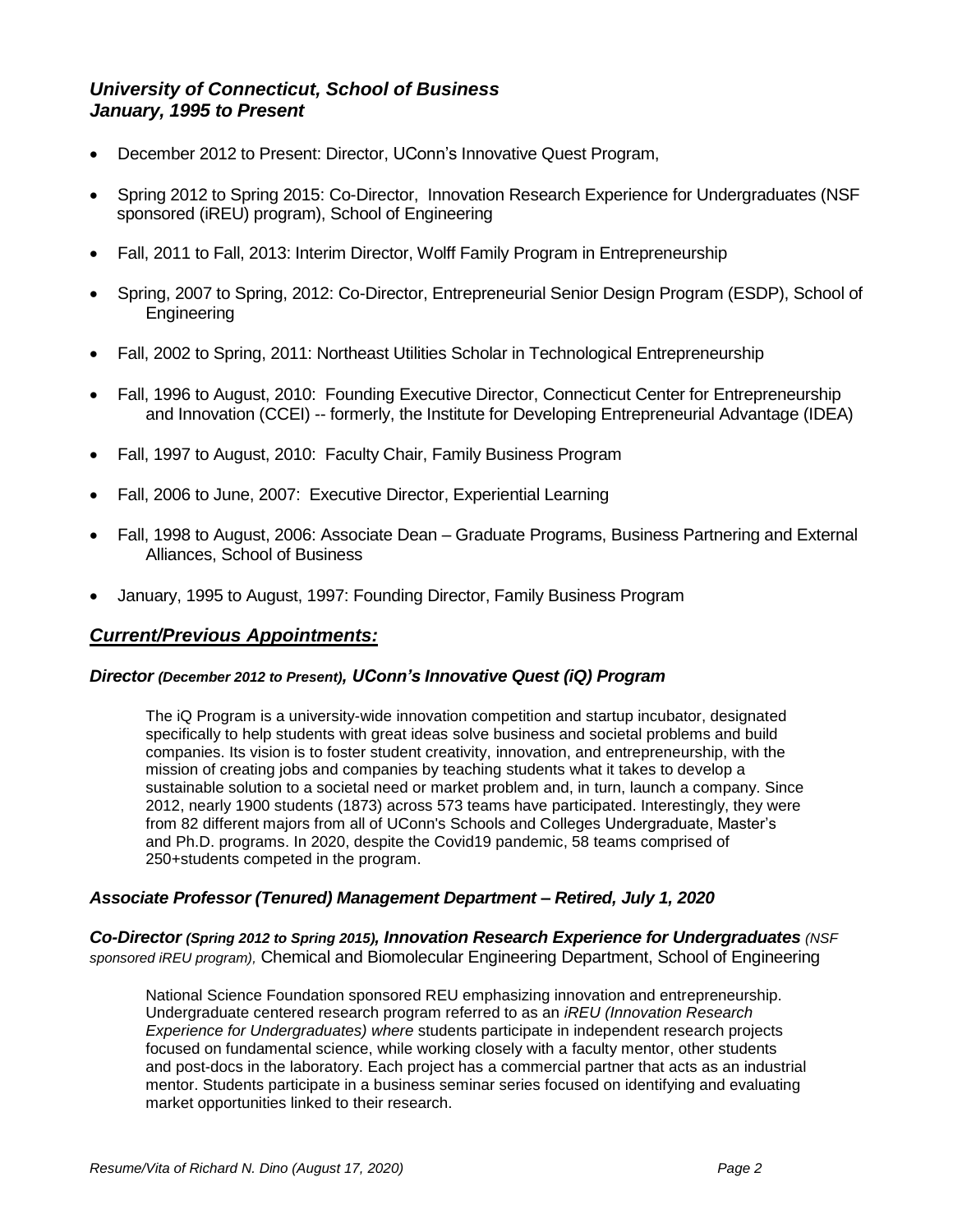### *University of Connecticut, School of Business*
### *January, 1995 to Present*

- December 2012 to Present: Director, UConn's Innovative Quest Program,
- Spring 2012 to Spring 2015: Co-Director, Innovation Research Experience for Undergraduates (NSF sponsored (iREU) program), School of Engineering
- Fall, 2011 to Fall, 2013: Interim Director, Wolff Family Program in Entrepreneurship
- Spring, 2007 to Spring, 2012: Co-Director, Entrepreneurial Senior Design Program (ESDP), School of Engineering
- Fall, 2002 to Spring, 2011: Northeast Utilities Scholar in Technological Entrepreneurship
- Fall, 1996 to August, 2010: Founding Executive Director, Connecticut Center for Entrepreneurship and Innovation (CCEI) -- formerly, the Institute for Developing Entrepreneurial Advantage (IDEA)
- Fall, 1997 to August, 2010: Faculty Chair, Family Business Program
- Fall, 2006 to June, 2007: Executive Director, Experiential Learning
- Fall, 1998 to August, 2006: Associate Dean – Graduate Programs, Business Partnering and External Alliances, School of Business
- January, 1995 to August, 1997: Founding Director, Family Business Program

## *Current/Previous Appointments:*

### *Director (December 2012 to Present), UConn's Innovative Quest (iQ) Program*

The iQ Program is a university-wide innovation competition and startup incubator, designated specifically to help students with great ideas solve business and societal problems and build companies. Its vision is to foster student creativity, innovation, and entrepreneurship, with the mission of creating jobs and companies by teaching students what it takes to develop a sustainable solution to a societal need or market problem and, in turn, launch a company. Since 2012, nearly 1900 students (1873) across 573 teams have participated. Interestingly, they were from 82 different majors from all of UConn's Schools and Colleges Undergraduate, Master's and Ph.D. programs. In 2020, despite the Covid19 pandemic, 58 teams comprised of 250+students competed in the program.

### *Associate Professor (Tenured) Management Department – Retired, July 1, 2020*

### *Co-Director (Spring 2012 to Spring 2015), Innovation Research Experience for Undergraduates (NSF sponsored iREU program),* Chemical and Biomolecular Engineering Department, School of Engineering

National Science Foundation sponsored REU emphasizing innovation and entrepreneurship. Undergraduate centered research program referred to as an *iREU (Innovation Research Experience for Undergraduates) where* students participate in independent research projects focused on fundamental science, while working closely with a faculty mentor, other students and post-docs in the laboratory. Each project has a commercial partner that acts as an industrial mentor. Students participate in a business seminar series focused on identifying and evaluating market opportunities linked to their research.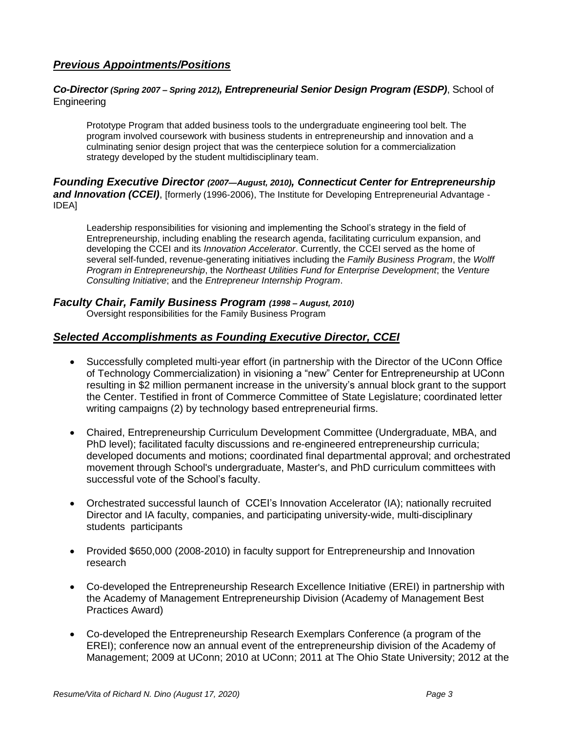## ***Previous Appointments/Positions***

***Co-Director** **(Spring 2007 – Spring 2012)**, **Entrepreneurial Senior Design Program (ESDP)***, School of Engineering

Prototype Program that added business tools to the undergraduate engineering tool belt. The program involved coursework with business students in entrepreneurship and innovation and a culminating senior design project that was the centerpiece solution for a commercialization strategy developed by the student multidisciplinary team.

***Founding Executive Director** **(2007—August, 2010)**, **Connecticut Center for Entrepreneurship and Innovation (CCEI)***, [formerly (1996-2006), The Institute for Developing Entrepreneurial Advantage - IDEA]

Leadership responsibilities for visioning and implementing the School's strategy in the field of Entrepreneurship, including enabling the research agenda, facilitating curriculum expansion, and developing the CCEI and its *Innovation Accelerator*. Currently, the CCEI served as the home of several self-funded, revenue-generating initiatives including the *Family Business Program*, the *Wolff Program in Entrepreneurship*, the *Northeast Utilities Fund for Enterprise Development*; the *Venture Consulting Initiative*; and the *Entrepreneur Internship Program*.

***Faculty Chair, Family Business Program** **(1998 – August, 2010)***
Oversight responsibilities for the Family Business Program

## ***Selected Accomplishments as Founding Executive Director, CCEI***

- Successfully completed multi-year effort (in partnership with the Director of the UConn Office of Technology Commercialization) in visioning a "new" Center for Entrepreneurship at UConn resulting in $2 million permanent increase in the university's annual block grant to the support the Center. Testified in front of Commerce Committee of State Legislature; coordinated letter writing campaigns (2) by technology based entrepreneurial firms.

- Chaired, Entrepreneurship Curriculum Development Committee (Undergraduate, MBA, and PhD level); facilitated faculty discussions and re-engineered entrepreneurship curricula; developed documents and motions; coordinated final departmental approval; and orchestrated movement through School's undergraduate, Master's, and PhD curriculum committees with successful vote of the School's faculty.

- Orchestrated successful launch of CCEI's Innovation Accelerator (IA); nationally recruited Director and IA faculty, companies, and participating university-wide, multi-disciplinary students participants

- Provided $650,000 (2008-2010) in faculty support for Entrepreneurship and Innovation research

- Co-developed the Entrepreneurship Research Excellence Initiative (EREI) in partnership with the Academy of Management Entrepreneurship Division (Academy of Management Best Practices Award)

- Co-developed the Entrepreneurship Research Exemplars Conference (a program of the EREI); conference now an annual event of the entrepreneurship division of the Academy of Management; 2009 at UConn; 2010 at UConn; 2011 at The Ohio State University; 2012 at the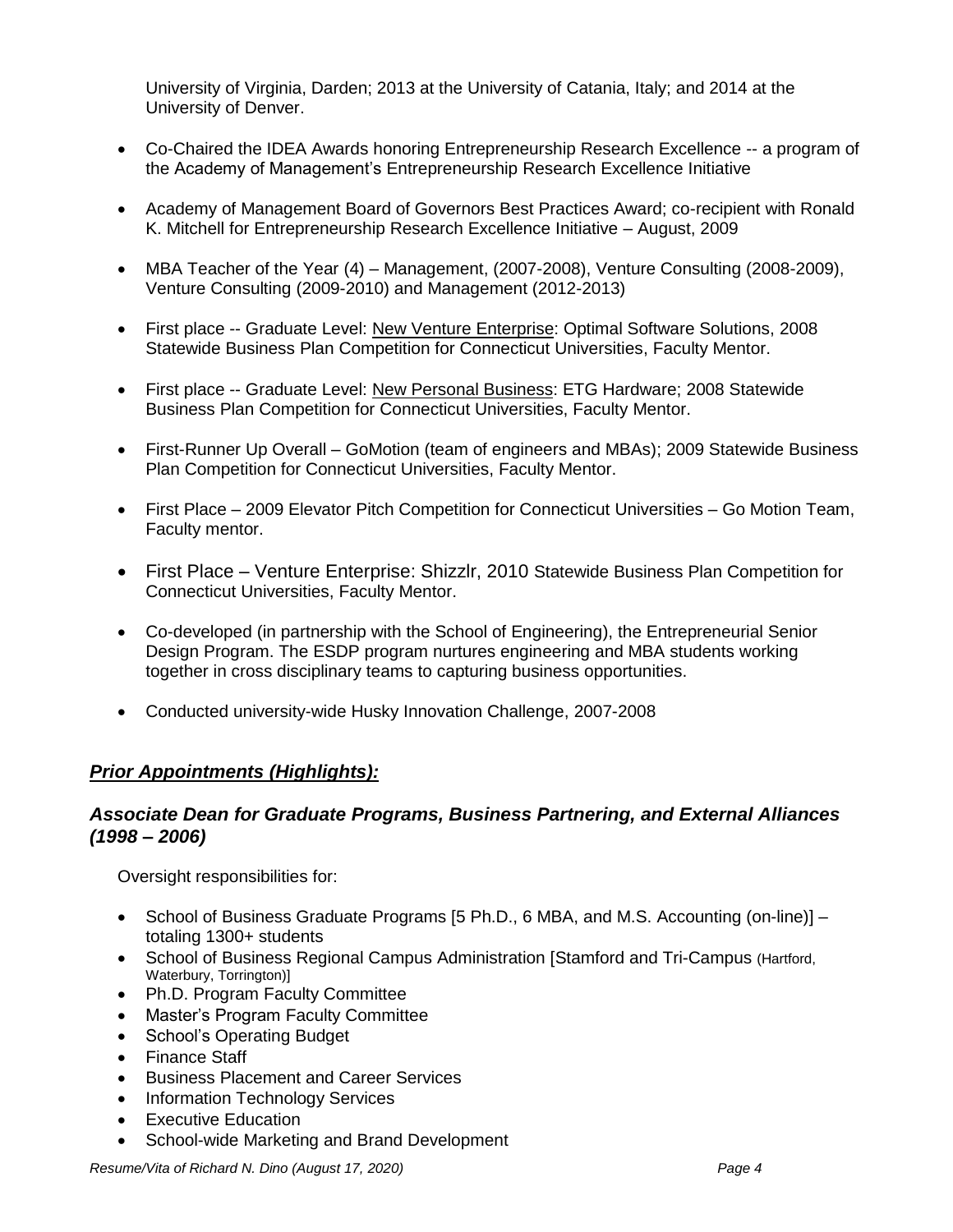University of Virginia, Darden; 2013 at the University of Catania, Italy; and 2014 at the University of Denver.

- Co-Chaired the IDEA Awards honoring Entrepreneurship Research Excellence -- a program of the Academy of Management's Entrepreneurship Research Excellence Initiative

- Academy of Management Board of Governors Best Practices Award; co-recipient with Ronald K. Mitchell for Entrepreneurship Research Excellence Initiative – August, 2009

- MBA Teacher of the Year (4) – Management, (2007-2008), Venture Consulting (2008-2009), Venture Consulting (2009-2010) and Management (2012-2013)

- First place -- Graduate Level: <u>New Venture Enterprise</u>: Optimal Software Solutions, 2008 Statewide Business Plan Competition for Connecticut Universities, Faculty Mentor.

- First place -- Graduate Level: <u>New Personal Business</u>: ETG Hardware; 2008 Statewide Business Plan Competition for Connecticut Universities, Faculty Mentor.

- First-Runner Up Overall – GoMotion (team of engineers and MBAs); 2009 Statewide Business Plan Competition for Connecticut Universities, Faculty Mentor.

- First Place – 2009 Elevator Pitch Competition for Connecticut Universities – Go Motion Team, Faculty mentor.

- First Place – Venture Enterprise: Shizzlr, 2010 Statewide Business Plan Competition for Connecticut Universities, Faculty Mentor.

- Co-developed (in partnership with the School of Engineering), the Entrepreneurial Senior Design Program. The ESDP program nurtures engineering and MBA students working together in cross disciplinary teams to capturing business opportunities.

- Conducted university-wide Husky Innovation Challenge, 2007-2008

## ***<u>Prior Appointments (Highlights):</u>***

### ***Associate Dean for Graduate Programs, Business Partnering, and External Alliances (1998 – 2006)***

Oversight responsibilities for:

- School of Business Graduate Programs [5 Ph.D., 6 MBA, and M.S. Accounting (on-line)] – totaling 1300+ students
- School of Business Regional Campus Administration [Stamford and Tri-Campus (Hartford, Waterbury, Torrington)]
- Ph.D. Program Faculty Committee
- Master's Program Faculty Committee
- School's Operating Budget
- Finance Staff
- Business Placement and Career Services
- Information Technology Services
- Executive Education
- School-wide Marketing and Brand Development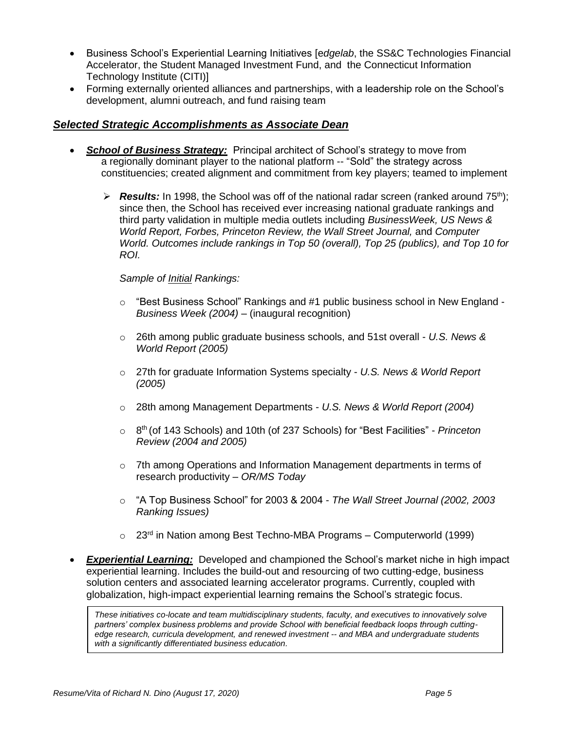- Business School's Experiential Learning Initiatives [*edgelab*, the SS&C Technologies Financial Accelerator, the Student Managed Investment Fund, and the Connecticut Information Technology Institute (CITI)]
- Forming externally oriented alliances and partnerships, with a leadership role on the School's development, alumni outreach, and fund raising team

## *Selected Strategic Accomplishments as Associate Dean*

- ***School of Business Strategy:*** Principal architect of School's strategy to move from a regionally dominant player to the national platform -- "Sold" the strategy across constituencies; created alignment and commitment from key players; teamed to implement

  - ***Results:*** In 1998, the School was off of the national radar screen (ranked around 75th); since then, the School has received ever increasing national graduate rankings and third party validation in multiple media outlets including *BusinessWeek, US News & World Report, Forbes, Princeton Review, the Wall Street Journal,* and *Computer World. Outcomes include rankings in Top 50 (overall), Top 25 (publics), and Top 10 for ROI.*

    *Sample of Initial Rankings:*

    - "Best Business School" Rankings and #1 public business school in New England - *Business Week (2004)* – (inaugural recognition)
    - 26th among public graduate business schools, and 51st overall - *U.S. News & World Report (2005)*
    - 27th for graduate Information Systems specialty - *U.S. News & World Report (2005)*
    - 28th among Management Departments - *U.S. News & World Report (2004)*
    - 8th (of 143 Schools) and 10th (of 237 Schools) for "Best Facilities" - *Princeton Review (2004 and 2005)*
    - 7th among Operations and Information Management departments in terms of research productivity – *OR/MS Today*
    - "A Top Business School" for 2003 & 2004 - *The Wall Street Journal (2002, 2003 Ranking Issues)*
    - 23rd in Nation among Best Techno-MBA Programs – Computerworld (1999)

- ***Experiential Learning:*** Developed and championed the School's market niche in high impact experiential learning. Includes the build-out and resourcing of two cutting-edge, business solution centers and associated learning accelerator programs. Currently, coupled with globalization, high-impact experiential learning remains the School's strategic focus.

  *These initiatives co-locate and team multidisciplinary students, faculty, and executives to innovatively solve partners' complex business problems and provide School with beneficial feedback loops through cutting-edge research, curricula development, and renewed investment -- and MBA and undergraduate students with a significantly differentiated business education.*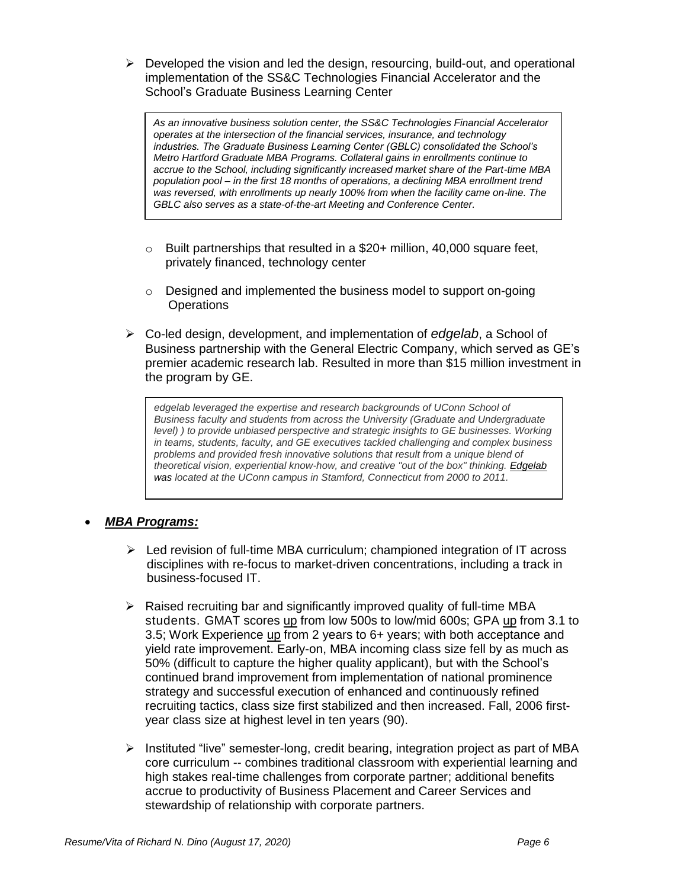- Developed the vision and led the design, resourcing, build-out, and operational implementation of the SS&C Technologies Financial Accelerator and the School's Graduate Business Learning Center

> *As an innovative business solution center, the SS&C Technologies Financial Accelerator operates at the intersection of the financial services, insurance, and technology industries. The Graduate Business Learning Center (GBLC) consolidated the School's Metro Hartford Graduate MBA Programs. Collateral gains in enrollments continue to accrue to the School, including significantly increased market share of the Part-time MBA population pool – in the first 18 months of operations, a declining MBA enrollment trend was reversed, with enrollments up nearly 100% from when the facility came on-line. The GBLC also serves as a state-of-the-art Meeting and Conference Center.*

  - Built partnerships that resulted in a $20+ million, 40,000 square feet, privately financed, technology center
  - Designed and implemented the business model to support on-going Operations

- Co-led design, development, and implementation of *edgelab*, a School of Business partnership with the General Electric Company, which served as GE's premier academic research lab. Resulted in more than $15 million investment in the program by GE.

> *edgelab leveraged the expertise and research backgrounds of UConn School of Business faculty and students from across the University (Graduate and Undergraduate level) ) to provide unbiased perspective and strategic insights to GE businesses. Working in teams, students, faculty, and GE executives tackled challenging and complex business problems and provided fresh innovative solutions that result from a unique blend of theoretical vision, experiential know-how, and creative "out of the box" thinking. Edgelab was located at the UConn campus in Stamford, Connecticut from 2000 to 2011.*

- ***MBA Programs:***

  - Led revision of full-time MBA curriculum; championed integration of IT across disciplines with re-focus to market-driven concentrations, including a track in business-focused IT.
  - Raised recruiting bar and significantly improved quality of full-time MBA students. GMAT scores up from low 500s to low/mid 600s; GPA up from 3.1 to 3.5; Work Experience up from 2 years to 6+ years; with both acceptance and yield rate improvement. Early-on, MBA incoming class size fell by as much as 50% (difficult to capture the higher quality applicant), but with the School's continued brand improvement from implementation of national prominence strategy and successful execution of enhanced and continuously refined recruiting tactics, class size first stabilized and then increased. Fall, 2006 first-year class size at highest level in ten years (90).
  - Instituted "live" semester-long, credit bearing, integration project as part of MBA core curriculum -- combines traditional classroom with experiential learning and high stakes real-time challenges from corporate partner; additional benefits accrue to productivity of Business Placement and Career Services and stewardship of relationship with corporate partners.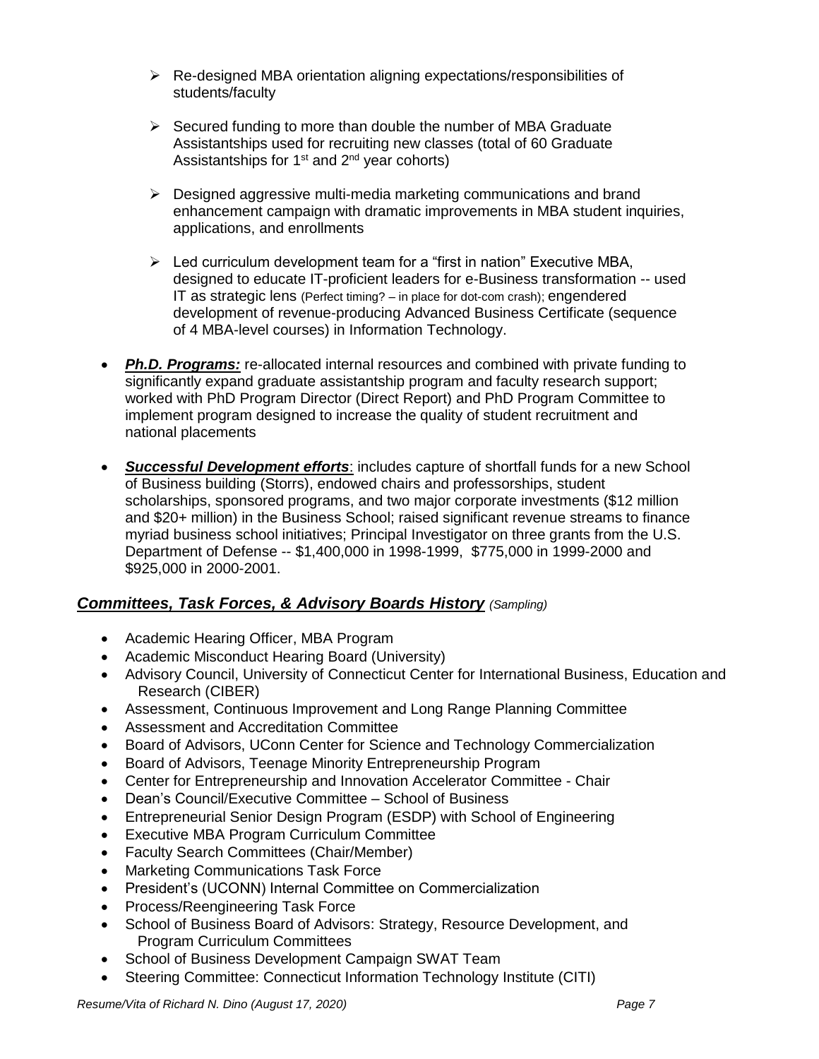- Re-designed MBA orientation aligning expectations/responsibilities of students/faculty

- Secured funding to more than double the number of MBA Graduate Assistantships used for recruiting new classes (total of 60 Graduate Assistantships for 1st and 2nd year cohorts)

- Designed aggressive multi-media marketing communications and brand enhancement campaign with dramatic improvements in MBA student inquiries, applications, and enrollments

- Led curriculum development team for a "first in nation" Executive MBA, designed to educate IT-proficient leaders for e-Business transformation -- used IT as strategic lens (Perfect timing? – in place for dot-com crash); engendered development of revenue-producing Advanced Business Certificate (sequence of 4 MBA-level courses) in Information Technology.

- ***Ph.D. Programs:*** re-allocated internal resources and combined with private funding to significantly expand graduate assistantship program and faculty research support; worked with PhD Program Director (Direct Report) and PhD Program Committee to implement program designed to increase the quality of student recruitment and national placements

- ***Successful Development efforts***: includes capture of shortfall funds for a new School of Business building (Storrs), endowed chairs and professorships, student scholarships, sponsored programs, and two major corporate investments ($12 million and $20+ million) in the Business School; raised significant revenue streams to finance myriad business school initiatives; Principal Investigator on three grants from the U.S. Department of Defense -- $1,400,000 in 1998-1999, $775,000 in 1999-2000 and $925,000 in 2000-2001.

## ***Committees, Task Forces, & Advisory Boards History*** *(Sampling)*

- Academic Hearing Officer, MBA Program
- Academic Misconduct Hearing Board (University)
- Advisory Council, University of Connecticut Center for International Business, Education and Research (CIBER)
- Assessment, Continuous Improvement and Long Range Planning Committee
- Assessment and Accreditation Committee
- Board of Advisors, UConn Center for Science and Technology Commercialization
- Board of Advisors, Teenage Minority Entrepreneurship Program
- Center for Entrepreneurship and Innovation Accelerator Committee - Chair
- Dean's Council/Executive Committee – School of Business
- Entrepreneurial Senior Design Program (ESDP) with School of Engineering
- Executive MBA Program Curriculum Committee
- Faculty Search Committees (Chair/Member)
- Marketing Communications Task Force
- President's (UCONN) Internal Committee on Commercialization
- Process/Reengineering Task Force
- School of Business Board of Advisors: Strategy, Resource Development, and Program Curriculum Committees
- School of Business Development Campaign SWAT Team
- Steering Committee: Connecticut Information Technology Institute (CITI)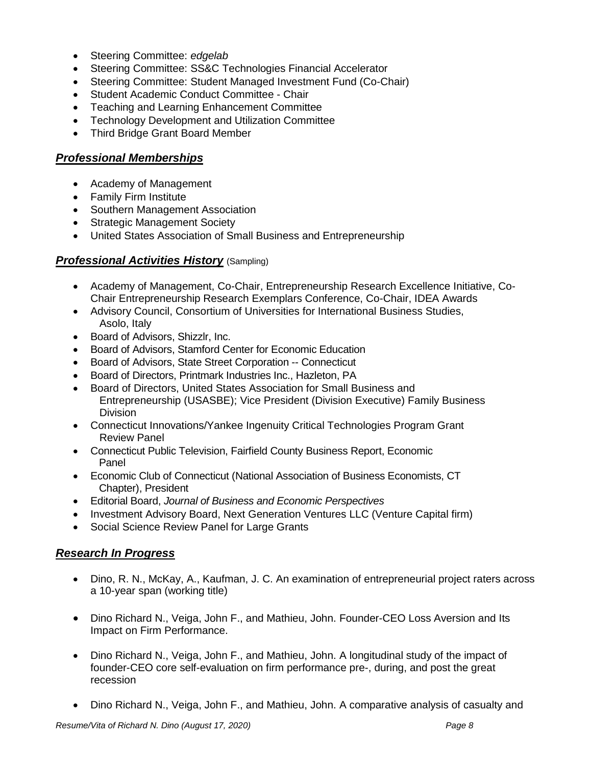- Steering Committee: *edgelab*
- Steering Committee: SS&C Technologies Financial Accelerator
- Steering Committee: Student Managed Investment Fund (Co-Chair)
- Student Academic Conduct Committee - Chair
- Teaching and Learning Enhancement Committee
- Technology Development and Utilization Committee
- Third Bridge Grant Board Member

## ***Professional Memberships***

- Academy of Management
- Family Firm Institute
- Southern Management Association
- Strategic Management Society
- United States Association of Small Business and Entrepreneurship

## ***Professional Activities History*** (Sampling)

- Academy of Management, Co-Chair, Entrepreneurship Research Excellence Initiative, Co-Chair Entrepreneurship Research Exemplars Conference, Co-Chair, IDEA Awards
- Advisory Council, Consortium of Universities for International Business Studies, Asolo, Italy
- Board of Advisors, Shizzlr, Inc.
- Board of Advisors, Stamford Center for Economic Education
- Board of Advisors, State Street Corporation -- Connecticut
- Board of Directors, Printmark Industries Inc., Hazleton, PA
- Board of Directors, United States Association for Small Business and Entrepreneurship (USASBE); Vice President (Division Executive) Family Business Division
- Connecticut Innovations/Yankee Ingenuity Critical Technologies Program Grant Review Panel
- Connecticut Public Television, Fairfield County Business Report, Economic Panel
- Economic Club of Connecticut (National Association of Business Economists, CT Chapter), President
- Editorial Board, *Journal of Business and Economic Perspectives*
- Investment Advisory Board, Next Generation Ventures LLC (Venture Capital firm)
- Social Science Review Panel for Large Grants

## ***Research In Progress***

- Dino, R. N., McKay, A., Kaufman, J. C. An examination of entrepreneurial project raters across a 10-year span (working title)

- Dino Richard N., Veiga, John F., and Mathieu, John. Founder-CEO Loss Aversion and Its Impact on Firm Performance.

- Dino Richard N., Veiga, John F., and Mathieu, John. A longitudinal study of the impact of founder-CEO core self-evaluation on firm performance pre-, during, and post the great recession

- Dino Richard N., Veiga, John F., and Mathieu, John. A comparative analysis of casualty and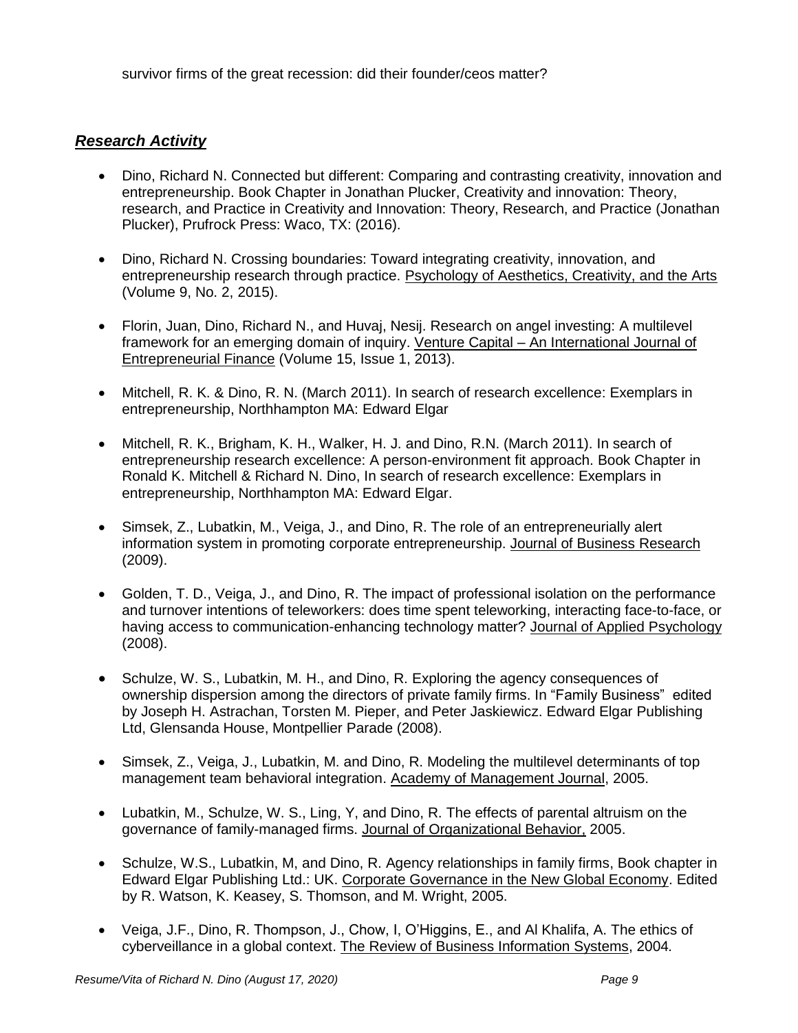survivor firms of the great recession: did their founder/ceos matter?

## ***Research Activity***

- Dino, Richard N. Connected but different: Comparing and contrasting creativity, innovation and entrepreneurship. Book Chapter in Jonathan Plucker, Creativity and innovation: Theory, research, and Practice in Creativity and Innovation: Theory, Research, and Practice (Jonathan Plucker), Prufrock Press: Waco, TX: (2016).

- Dino, Richard N. Crossing boundaries: Toward integrating creativity, innovation, and entrepreneurship research through practice. Psychology of Aesthetics, Creativity, and the Arts (Volume 9, No. 2, 2015).

- Florin, Juan, Dino, Richard N., and Huvaj, Nesij. Research on angel investing: A multilevel framework for an emerging domain of inquiry. Venture Capital – An International Journal of Entrepreneurial Finance (Volume 15, Issue 1, 2013).

- Mitchell, R. K. & Dino, R. N. (March 2011). In search of research excellence: Exemplars in entrepreneurship, Northhampton MA: Edward Elgar

- Mitchell, R. K., Brigham, K. H., Walker, H. J. and Dino, R.N. (March 2011). In search of entrepreneurship research excellence: A person-environment fit approach. Book Chapter in Ronald K. Mitchell & Richard N. Dino, In search of research excellence: Exemplars in entrepreneurship, Northhampton MA: Edward Elgar.

- Simsek, Z., Lubatkin, M., Veiga, J., and Dino, R. The role of an entrepreneurially alert information system in promoting corporate entrepreneurship. Journal of Business Research (2009).

- Golden, T. D., Veiga, J., and Dino, R. The impact of professional isolation on the performance and turnover intentions of teleworkers: does time spent teleworking, interacting face-to-face, or having access to communication-enhancing technology matter? Journal of Applied Psychology (2008).

- Schulze, W. S., Lubatkin, M. H., and Dino, R. Exploring the agency consequences of ownership dispersion among the directors of private family firms. In "Family Business" edited by Joseph H. Astrachan, Torsten M. Pieper, and Peter Jaskiewicz. Edward Elgar Publishing Ltd, Glensanda House, Montpellier Parade (2008).

- Simsek, Z., Veiga, J., Lubatkin, M. and Dino, R. Modeling the multilevel determinants of top management team behavioral integration. Academy of Management Journal, 2005.

- Lubatkin, M., Schulze, W. S., Ling, Y, and Dino, R. The effects of parental altruism on the governance of family-managed firms. Journal of Organizational Behavior, 2005.

- Schulze, W.S., Lubatkin, M, and Dino, R. Agency relationships in family firms, Book chapter in Edward Elgar Publishing Ltd.: UK. Corporate Governance in the New Global Economy. Edited by R. Watson, K. Keasey, S. Thomson, and M. Wright, 2005.

- Veiga, J.F., Dino, R. Thompson, J., Chow, I, O'Higgins, E., and Al Khalifa, A. The ethics of cyberveillance in a global context. The Review of Business Information Systems, 2004.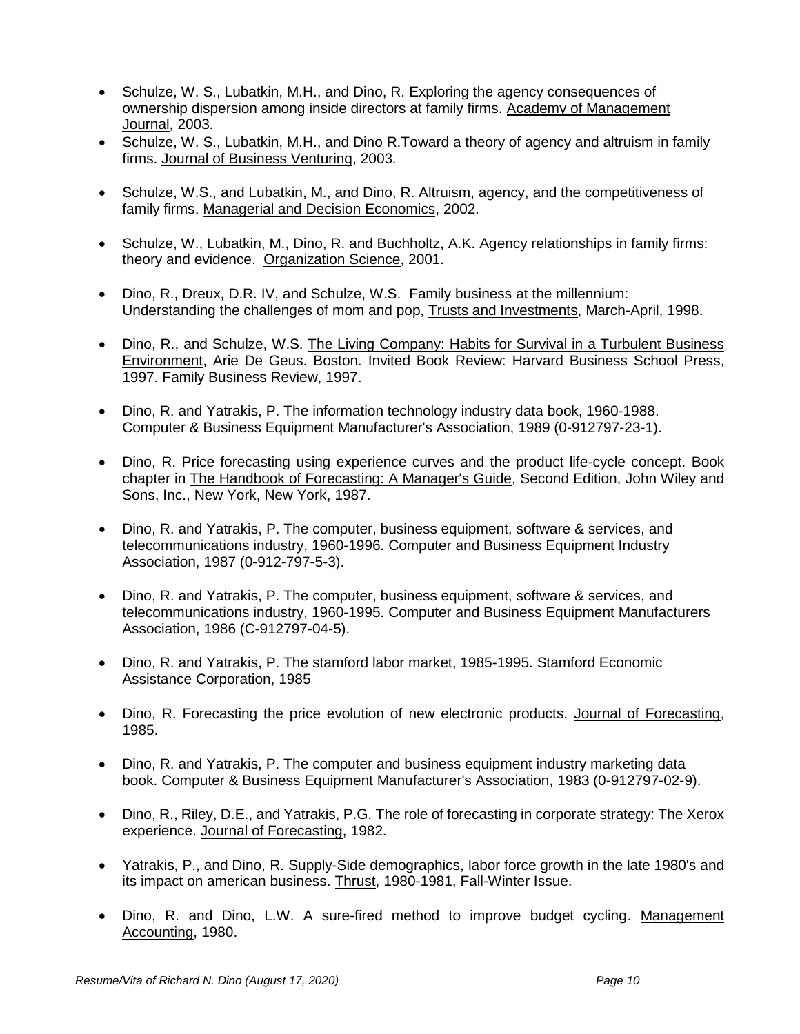- Schulze, W. S., Lubatkin, M.H., and Dino, R. Exploring the agency consequences of ownership dispersion among inside directors at family firms. <u>Academy of Management Journal</u>, 2003.
- Schulze, W. S., Lubatkin, M.H., and Dino R.Toward a theory of agency and altruism in family firms. <u>Journal of Business Venturing</u>, 2003.
- Schulze, W.S., and Lubatkin, M., and Dino, R. Altruism, agency, and the competitiveness of family firms. <u>Managerial and Decision Economics</u>, 2002.
- Schulze, W., Lubatkin, M., Dino, R. and Buchholtz, A.K. Agency relationships in family firms: theory and evidence. <u>Organization Science</u>, 2001.
- Dino, R., Dreux, D.R. IV, and Schulze, W.S. Family business at the millennium: Understanding the challenges of mom and pop, <u>Trusts and Investments</u>, March-April, 1998.
- Dino, R., and Schulze, W.S. <u>The Living Company: Habits for Survival in a Turbulent Business Environment</u>, Arie De Geus. Boston. Invited Book Review: Harvard Business School Press, 1997. Family Business Review, 1997.
- Dino, R. and Yatrakis, P. The information technology industry data book, 1960-1988. Computer & Business Equipment Manufacturer's Association, 1989 (0-912797-23-1).
- Dino, R. Price forecasting using experience curves and the product life-cycle concept. Book chapter in <u>The Handbook of Forecasting: A Manager's Guide</u>, Second Edition, John Wiley and Sons, Inc., New York, New York, 1987.
- Dino, R. and Yatrakis, P. The computer, business equipment, software & services, and telecommunications industry, 1960-1996. Computer and Business Equipment Industry Association, 1987 (0-912-797-5-3).
- Dino, R. and Yatrakis, P. The computer, business equipment, software & services, and telecommunications industry, 1960-1995. Computer and Business Equipment Manufacturers Association, 1986 (C-912797-04-5).
- Dino, R. and Yatrakis, P. The stamford labor market, 1985-1995. Stamford Economic Assistance Corporation, 1985
- Dino, R. Forecasting the price evolution of new electronic products. <u>Journal of Forecasting</u>, 1985.
- Dino, R. and Yatrakis, P. The computer and business equipment industry marketing data book. Computer & Business Equipment Manufacturer's Association, 1983 (0-912797-02-9).
- Dino, R., Riley, D.E., and Yatrakis, P.G. The role of forecasting in corporate strategy: The Xerox experience. <u>Journal of Forecasting</u>, 1982.
- Yatrakis, P., and Dino, R. Supply-Side demographics, labor force growth in the late 1980's and its impact on american business. <u>Thrust</u>, 1980-1981, Fall-Winter Issue.
- Dino, R. and Dino, L.W. A sure-fired method to improve budget cycling. <u>Management Accounting</u>, 1980.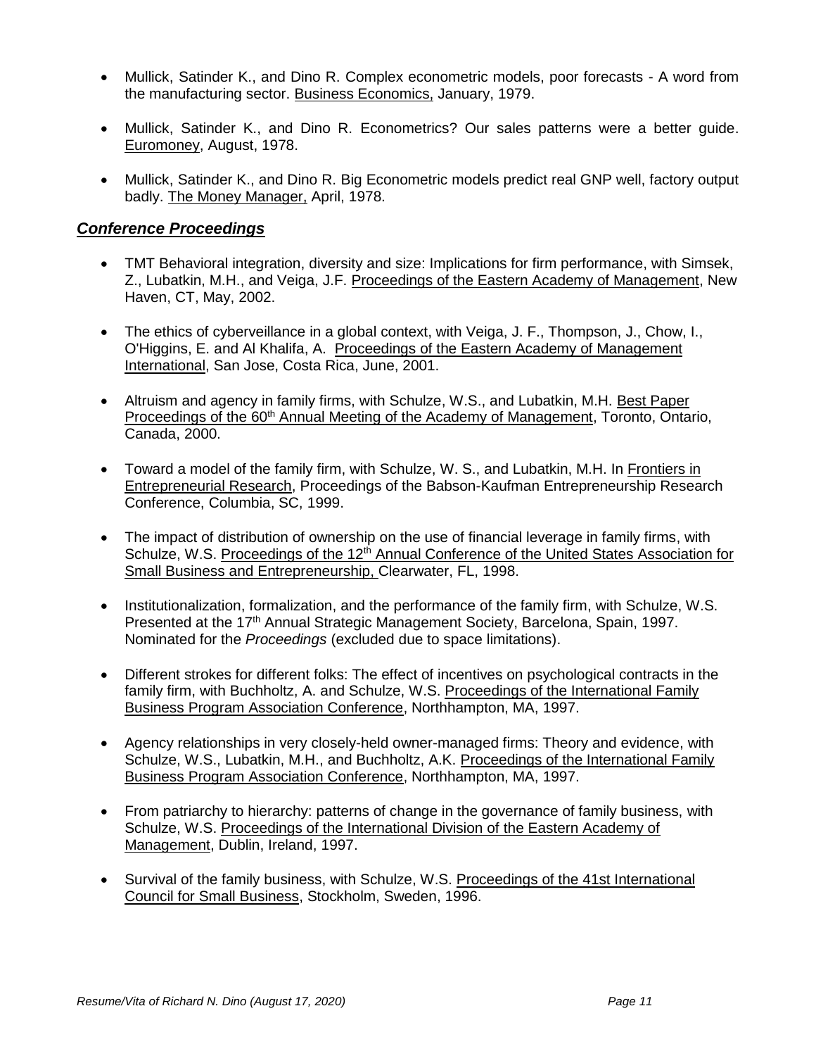- Mullick, Satinder K., and Dino R. Complex econometric models, poor forecasts - A word from the manufacturing sector. Business Economics, January, 1979.

- Mullick, Satinder K., and Dino R. Econometrics? Our sales patterns were a better guide. Euromoney, August, 1978.

- Mullick, Satinder K., and Dino R. Big Econometric models predict real GNP well, factory output badly. The Money Manager, April, 1978.

## ***Conference Proceedings***

- TMT Behavioral integration, diversity and size: Implications for firm performance, with Simsek, Z., Lubatkin, M.H., and Veiga, J.F. Proceedings of the Eastern Academy of Management, New Haven, CT, May, 2002.

- The ethics of cyberveillance in a global context, with Veiga, J. F., Thompson, J., Chow, I., O'Higgins, E. and Al Khalifa, A. Proceedings of the Eastern Academy of Management International, San Jose, Costa Rica, June, 2001.

- Altruism and agency in family firms, with Schulze, W.S., and Lubatkin, M.H. Best Paper Proceedings of the 60th Annual Meeting of the Academy of Management, Toronto, Ontario, Canada, 2000.

- Toward a model of the family firm, with Schulze, W. S., and Lubatkin, M.H. In Frontiers in Entrepreneurial Research, Proceedings of the Babson-Kaufman Entrepreneurship Research Conference, Columbia, SC, 1999.

- The impact of distribution of ownership on the use of financial leverage in family firms, with Schulze, W.S. Proceedings of the 12th Annual Conference of the United States Association for Small Business and Entrepreneurship, Clearwater, FL, 1998.

- Institutionalization, formalization, and the performance of the family firm, with Schulze, W.S. Presented at the 17th Annual Strategic Management Society, Barcelona, Spain, 1997. Nominated for the *Proceedings* (excluded due to space limitations).

- Different strokes for different folks: The effect of incentives on psychological contracts in the family firm, with Buchholtz, A. and Schulze, W.S. Proceedings of the International Family Business Program Association Conference, Northhampton, MA, 1997.

- Agency relationships in very closely-held owner-managed firms: Theory and evidence, with Schulze, W.S., Lubatkin, M.H., and Buchholtz, A.K. Proceedings of the International Family Business Program Association Conference, Northhampton, MA, 1997.

- From patriarchy to hierarchy: patterns of change in the governance of family business, with Schulze, W.S. Proceedings of the International Division of the Eastern Academy of Management, Dublin, Ireland, 1997.

- Survival of the family business, with Schulze, W.S. Proceedings of the 41st International Council for Small Business, Stockholm, Sweden, 1996.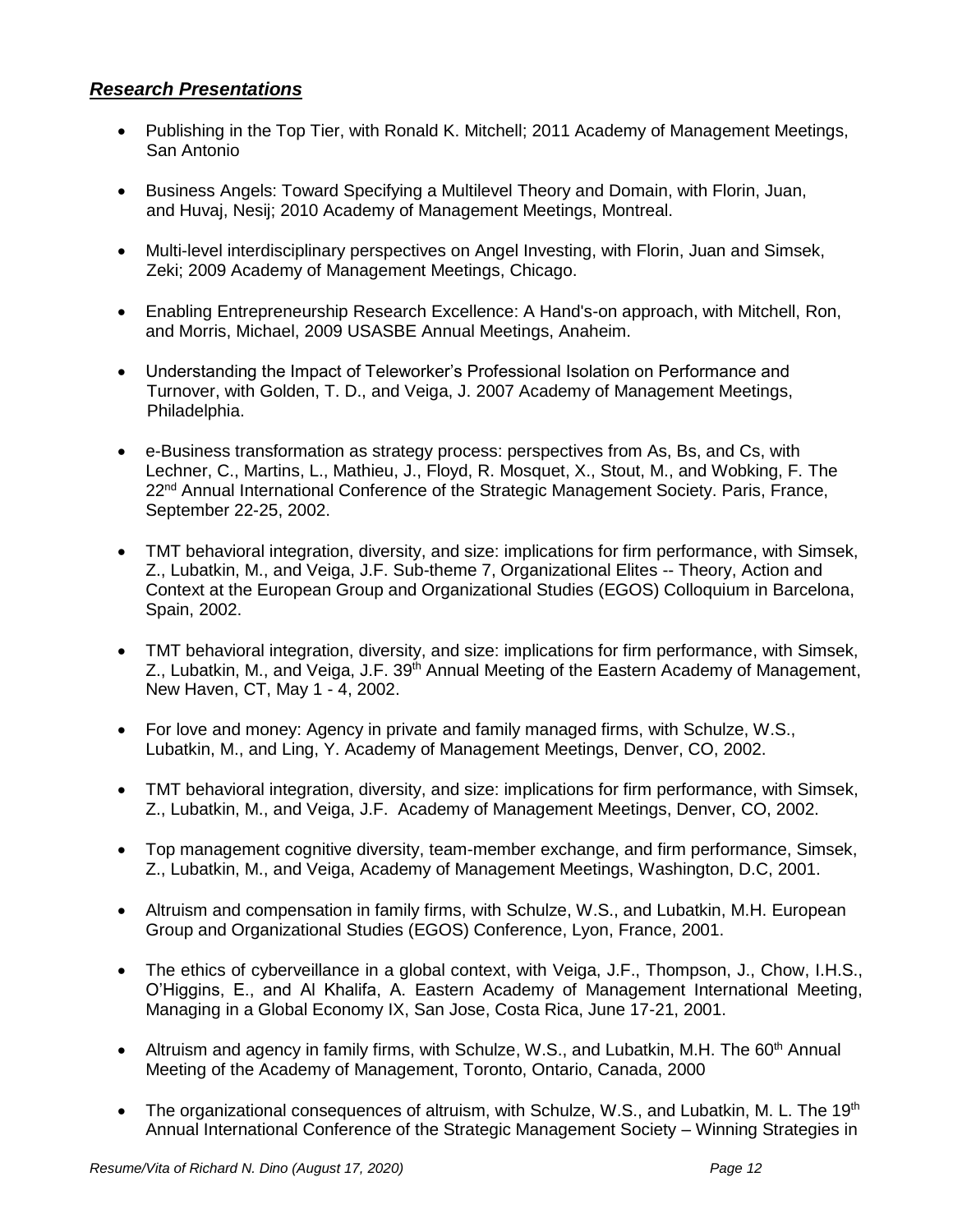## ***Research Presentations***

- Publishing in the Top Tier, with Ronald K. Mitchell; 2011 Academy of Management Meetings, San Antonio
- Business Angels: Toward Specifying a Multilevel Theory and Domain, with Florin, Juan, and Huvaj, Nesij; 2010 Academy of Management Meetings, Montreal.
- Multi-level interdisciplinary perspectives on Angel Investing, with Florin, Juan and Simsek, Zeki; 2009 Academy of Management Meetings, Chicago.
- Enabling Entrepreneurship Research Excellence: A Hand's-on approach, with Mitchell, Ron, and Morris, Michael, 2009 USASBE Annual Meetings, Anaheim.
- Understanding the Impact of Teleworker's Professional Isolation on Performance and Turnover, with Golden, T. D., and Veiga, J. 2007 Academy of Management Meetings, Philadelphia.
- e-Business transformation as strategy process: perspectives from As, Bs, and Cs, with Lechner, C., Martins, L., Mathieu, J., Floyd, R. Mosquet, X., Stout, M., and Wobking, F. The 22nd Annual International Conference of the Strategic Management Society. Paris, France, September 22-25, 2002.
- TMT behavioral integration, diversity, and size: implications for firm performance, with Simsek, Z., Lubatkin, M., and Veiga, J.F. Sub-theme 7, Organizational Elites -- Theory, Action and Context at the European Group and Organizational Studies (EGOS) Colloquium in Barcelona, Spain, 2002.
- TMT behavioral integration, diversity, and size: implications for firm performance, with Simsek, Z., Lubatkin, M., and Veiga, J.F. 39th Annual Meeting of the Eastern Academy of Management, New Haven, CT, May 1 - 4, 2002.
- For love and money: Agency in private and family managed firms, with Schulze, W.S., Lubatkin, M., and Ling, Y. Academy of Management Meetings, Denver, CO, 2002.
- TMT behavioral integration, diversity, and size: implications for firm performance, with Simsek, Z., Lubatkin, M., and Veiga, J.F. Academy of Management Meetings, Denver, CO, 2002.
- Top management cognitive diversity, team-member exchange, and firm performance, Simsek, Z., Lubatkin, M., and Veiga, Academy of Management Meetings, Washington, D.C, 2001.
- Altruism and compensation in family firms, with Schulze, W.S., and Lubatkin, M.H. European Group and Organizational Studies (EGOS) Conference, Lyon, France, 2001.
- The ethics of cyberveillance in a global context, with Veiga, J.F., Thompson, J., Chow, I.H.S., O'Higgins, E., and Al Khalifa, A. Eastern Academy of Management International Meeting, Managing in a Global Economy IX, San Jose, Costa Rica, June 17-21, 2001.
- Altruism and agency in family firms, with Schulze, W.S., and Lubatkin, M.H. The 60th Annual Meeting of the Academy of Management, Toronto, Ontario, Canada, 2000
- The organizational consequences of altruism, with Schulze, W.S., and Lubatkin, M. L. The 19th Annual International Conference of the Strategic Management Society – Winning Strategies in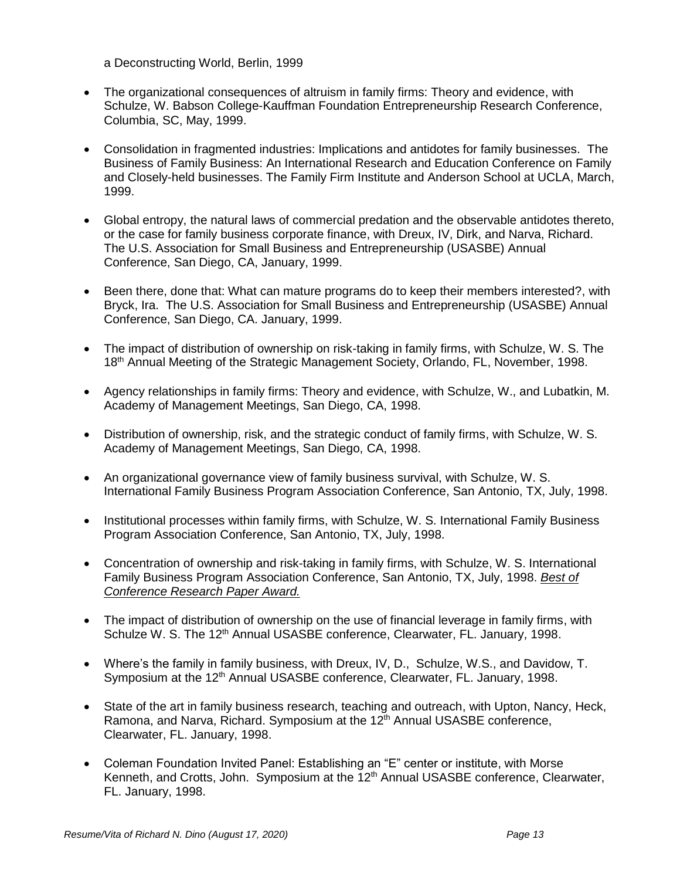a Deconstructing World, Berlin, 1999

- The organizational consequences of altruism in family firms: Theory and evidence, with Schulze, W. Babson College-Kauffman Foundation Entrepreneurship Research Conference, Columbia, SC, May, 1999.

- Consolidation in fragmented industries: Implications and antidotes for family businesses. The Business of Family Business: An International Research and Education Conference on Family and Closely-held businesses. The Family Firm Institute and Anderson School at UCLA, March, 1999.

- Global entropy, the natural laws of commercial predation and the observable antidotes thereto, or the case for family business corporate finance, with Dreux, IV, Dirk, and Narva, Richard. The U.S. Association for Small Business and Entrepreneurship (USASBE) Annual Conference, San Diego, CA, January, 1999.

- Been there, done that: What can mature programs do to keep their members interested?, with Bryck, Ira. The U.S. Association for Small Business and Entrepreneurship (USASBE) Annual Conference, San Diego, CA. January, 1999.

- The impact of distribution of ownership on risk-taking in family firms, with Schulze, W. S. The 18th Annual Meeting of the Strategic Management Society, Orlando, FL, November, 1998.

- Agency relationships in family firms: Theory and evidence, with Schulze, W., and Lubatkin, M. Academy of Management Meetings, San Diego, CA, 1998.

- Distribution of ownership, risk, and the strategic conduct of family firms, with Schulze, W. S. Academy of Management Meetings, San Diego, CA, 1998.

- An organizational governance view of family business survival, with Schulze, W. S. International Family Business Program Association Conference, San Antonio, TX, July, 1998.

- Institutional processes within family firms, with Schulze, W. S. International Family Business Program Association Conference, San Antonio, TX, July, 1998.

- Concentration of ownership and risk-taking in family firms, with Schulze, W. S. International Family Business Program Association Conference, San Antonio, TX, July, 1998. *Best of Conference Research Paper Award.*

- The impact of distribution of ownership on the use of financial leverage in family firms, with Schulze W. S. The 12th Annual USASBE conference, Clearwater, FL. January, 1998.

- Where's the family in family business, with Dreux, IV, D., Schulze, W.S., and Davidow, T. Symposium at the 12th Annual USASBE conference, Clearwater, FL. January, 1998.

- State of the art in family business research, teaching and outreach, with Upton, Nancy, Heck, Ramona, and Narva, Richard. Symposium at the 12th Annual USASBE conference, Clearwater, FL. January, 1998.

- Coleman Foundation Invited Panel: Establishing an "E" center or institute, with Morse Kenneth, and Crotts, John. Symposium at the 12th Annual USASBE conference, Clearwater, FL. January, 1998.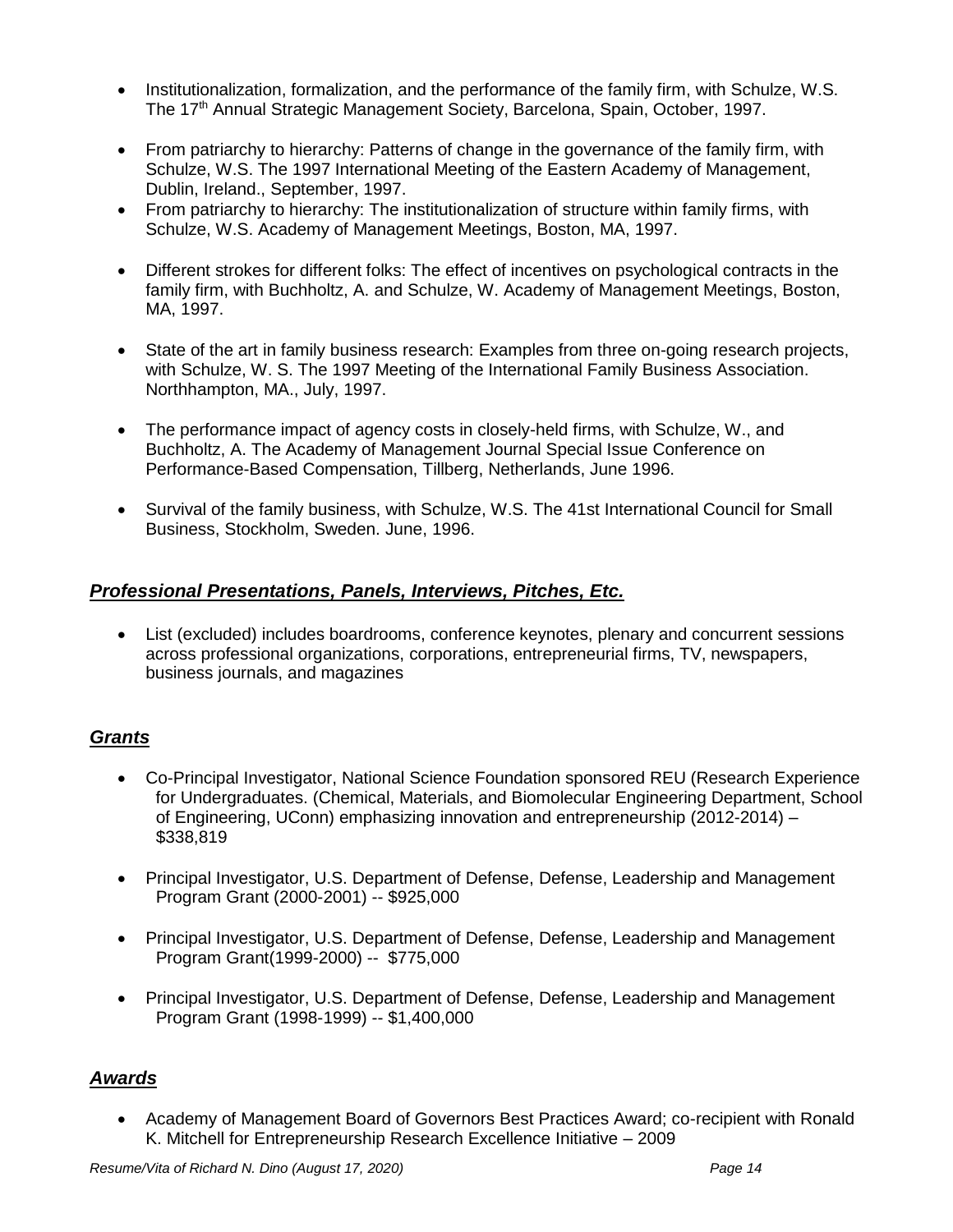- Institutionalization, formalization, and the performance of the family firm, with Schulze, W.S. The 17th Annual Strategic Management Society, Barcelona, Spain, October, 1997.
- From patriarchy to hierarchy: Patterns of change in the governance of the family firm, with Schulze, W.S. The 1997 International Meeting of the Eastern Academy of Management, Dublin, Ireland., September, 1997.
- From patriarchy to hierarchy: The institutionalization of structure within family firms, with Schulze, W.S. Academy of Management Meetings, Boston, MA, 1997.
- Different strokes for different folks: The effect of incentives on psychological contracts in the family firm, with Buchholtz, A. and Schulze, W. Academy of Management Meetings, Boston, MA, 1997.
- State of the art in family business research: Examples from three on-going research projects, with Schulze, W. S. The 1997 Meeting of the International Family Business Association. Northhampton, MA., July, 1997.
- The performance impact of agency costs in closely-held firms, with Schulze, W., and Buchholtz, A. The Academy of Management Journal Special Issue Conference on Performance-Based Compensation, Tillberg, Netherlands, June 1996.
- Survival of the family business, with Schulze, W.S. The 41st International Council for Small Business, Stockholm, Sweden. June, 1996.

## ***Professional Presentations, Panels, Interviews, Pitches, Etc.***

- List (excluded) includes boardrooms, conference keynotes, plenary and concurrent sessions across professional organizations, corporations, entrepreneurial firms, TV, newspapers, business journals, and magazines

## ***Grants***

- Co-Principal Investigator, National Science Foundation sponsored REU (Research Experience for Undergraduates. (Chemical, Materials, and Biomolecular Engineering Department, School of Engineering, UConn) emphasizing innovation and entrepreneurship (2012-2014) – $338,819
- Principal Investigator, U.S. Department of Defense, Defense, Leadership and Management Program Grant (2000-2001) -- $925,000
- Principal Investigator, U.S. Department of Defense, Defense, Leadership and Management Program Grant(1999-2000) -- $775,000
- Principal Investigator, U.S. Department of Defense, Defense, Leadership and Management Program Grant (1998-1999) -- $1,400,000

## ***Awards***

- Academy of Management Board of Governors Best Practices Award; co-recipient with Ronald K. Mitchell for Entrepreneurship Research Excellence Initiative – 2009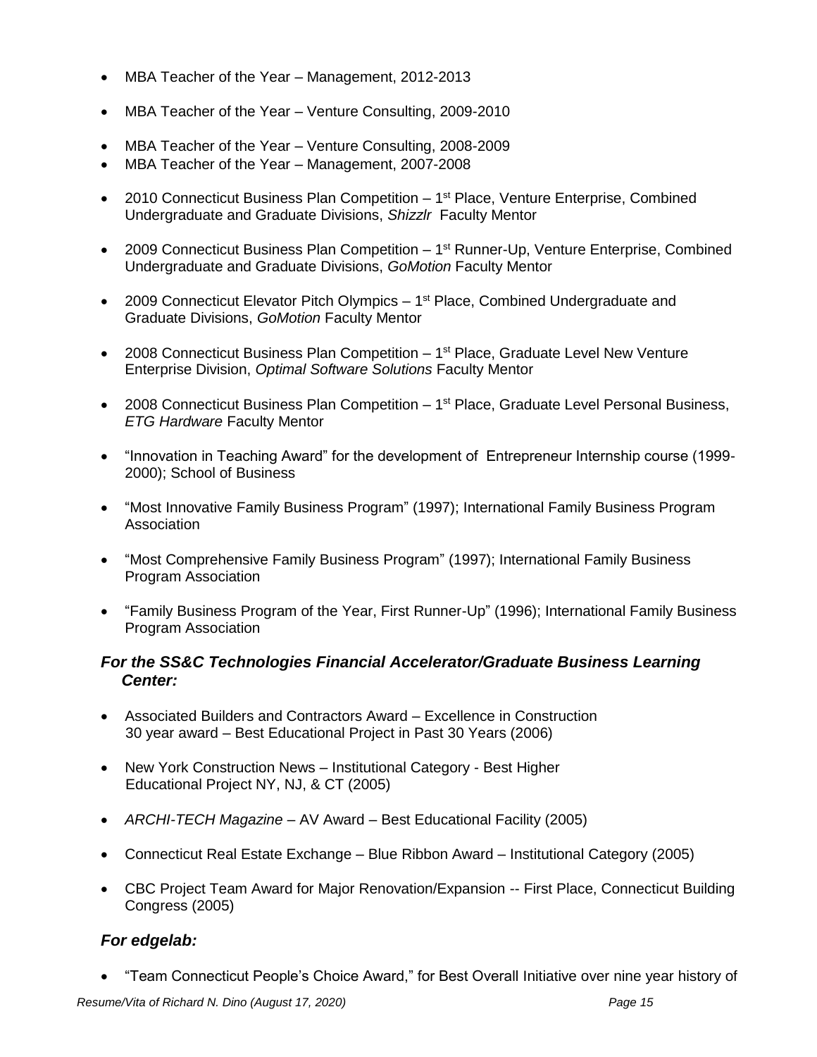- MBA Teacher of the Year – Management, 2012-2013
- MBA Teacher of the Year – Venture Consulting, 2009-2010
- MBA Teacher of the Year – Venture Consulting, 2008-2009
- MBA Teacher of the Year – Management, 2007-2008
- 2010 Connecticut Business Plan Competition – 1st Place, Venture Enterprise, Combined Undergraduate and Graduate Divisions, *Shizzlr* Faculty Mentor
- 2009 Connecticut Business Plan Competition – 1st Runner-Up, Venture Enterprise, Combined Undergraduate and Graduate Divisions, *GoMotion* Faculty Mentor
- 2009 Connecticut Elevator Pitch Olympics – 1st Place, Combined Undergraduate and Graduate Divisions, *GoMotion* Faculty Mentor
- 2008 Connecticut Business Plan Competition – 1st Place, Graduate Level New Venture Enterprise Division, *Optimal Software Solutions* Faculty Mentor
- 2008 Connecticut Business Plan Competition – 1st Place, Graduate Level Personal Business, *ETG Hardware* Faculty Mentor
- "Innovation in Teaching Award" for the development of Entrepreneur Internship course (1999-2000); School of Business
- "Most Innovative Family Business Program" (1997); International Family Business Program Association
- "Most Comprehensive Family Business Program" (1997); International Family Business Program Association
- "Family Business Program of the Year, First Runner-Up" (1996); International Family Business Program Association

### *For the SS&C Technologies Financial Accelerator/Graduate Business Learning Center:*

- Associated Builders and Contractors Award – Excellence in Construction 30 year award – Best Educational Project in Past 30 Years (2006)
- New York Construction News – Institutional Category - Best Higher Educational Project NY, NJ, & CT (2005)
- *ARCHI-TECH Magazine* – AV Award – Best Educational Facility (2005)
- Connecticut Real Estate Exchange – Blue Ribbon Award – Institutional Category (2005)
- CBC Project Team Award for Major Renovation/Expansion -- First Place, Connecticut Building Congress (2005)

### *For edgelab:*

- "Team Connecticut People's Choice Award," for Best Overall Initiative over nine year history of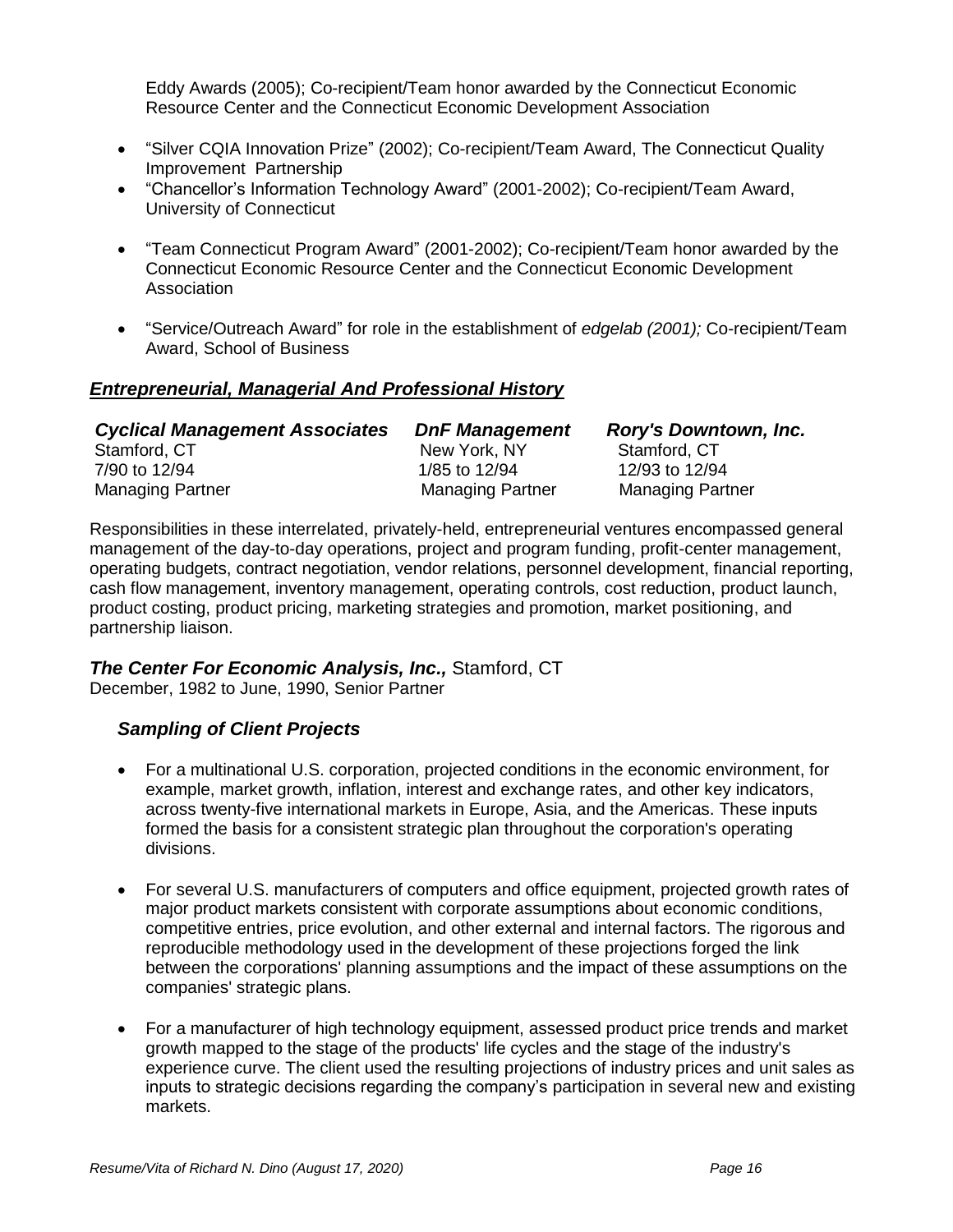Eddy Awards (2005); Co-recipient/Team honor awarded by the Connecticut Economic Resource Center and the Connecticut Economic Development Association

- “Silver CQIA Innovation Prize” (2002); Co-recipient/Team Award, The Connecticut Quality Improvement Partnership
- “Chancellor’s Information Technology Award” (2001-2002); Co-recipient/Team Award, University of Connecticut
- “Team Connecticut Program Award” (2001-2002); Co-recipient/Team honor awarded by the Connecticut Economic Resource Center and the Connecticut Economic Development Association
- “Service/Outreach Award” for role in the establishment of *edgelab (2001);* Co-recipient/Team Award, School of Business

## ***Entrepreneurial, Managerial And Professional History***

| ***Cyclical Management Associates*** | ***DnF Management*** | ***Rory's Downtown, Inc.*** |
|---|---|---|
| Stamford, CT | New York, NY | Stamford, CT |
| 7/90 to 12/94 | 1/85 to 12/94 | 12/93 to 12/94 |
| Managing Partner | Managing Partner | Managing Partner |

Responsibilities in these interrelated, privately-held, entrepreneurial ventures encompassed general management of the day-to-day operations, project and program funding, profit-center management, operating budgets, contract negotiation, vendor relations, personnel development, financial reporting, cash flow management, inventory management, operating controls, cost reduction, product launch, product costing, product pricing, marketing strategies and promotion, market positioning, and partnership liaison.

***The Center For Economic Analysis, Inc.,*** Stamford, CT
December, 1982 to June, 1990, Senior Partner

### ***Sampling of Client Projects***

- For a multinational U.S. corporation, projected conditions in the economic environment, for example, market growth, inflation, interest and exchange rates, and other key indicators, across twenty-five international markets in Europe, Asia, and the Americas. These inputs formed the basis for a consistent strategic plan throughout the corporation's operating divisions.
- For several U.S. manufacturers of computers and office equipment, projected growth rates of major product markets consistent with corporate assumptions about economic conditions, competitive entries, price evolution, and other external and internal factors. The rigorous and reproducible methodology used in the development of these projections forged the link between the corporations' planning assumptions and the impact of these assumptions on the companies' strategic plans.
- For a manufacturer of high technology equipment, assessed product price trends and market growth mapped to the stage of the products' life cycles and the stage of the industry's experience curve. The client used the resulting projections of industry prices and unit sales as inputs to strategic decisions regarding the company’s participation in several new and existing markets.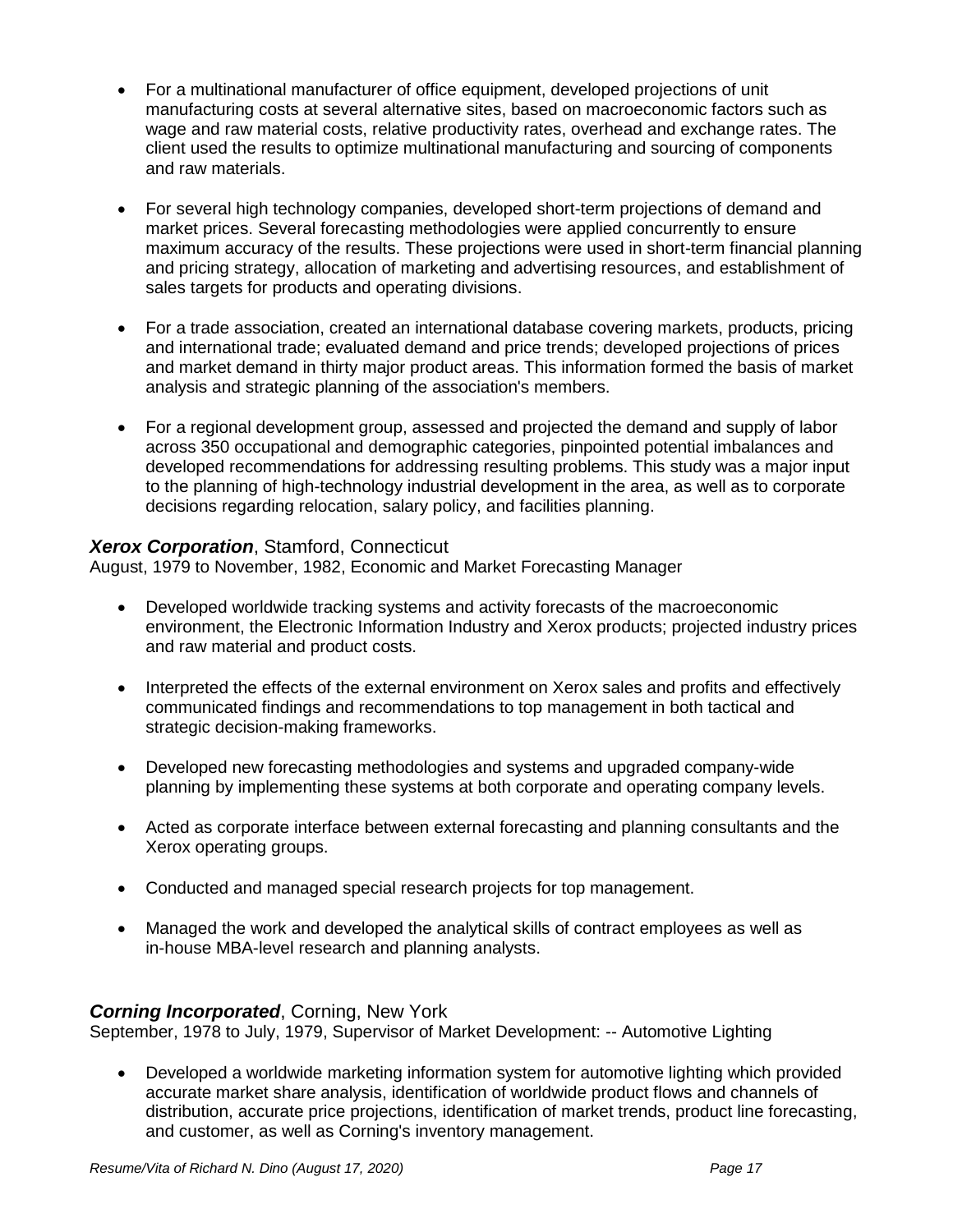- For a multinational manufacturer of office equipment, developed projections of unit manufacturing costs at several alternative sites, based on macroeconomic factors such as wage and raw material costs, relative productivity rates, overhead and exchange rates. The client used the results to optimize multinational manufacturing and sourcing of components and raw materials.

- For several high technology companies, developed short-term projections of demand and market prices. Several forecasting methodologies were applied concurrently to ensure maximum accuracy of the results. These projections were used in short-term financial planning and pricing strategy, allocation of marketing and advertising resources, and establishment of sales targets for products and operating divisions.

- For a trade association, created an international database covering markets, products, pricing and international trade; evaluated demand and price trends; developed projections of prices and market demand in thirty major product areas. This information formed the basis of market analysis and strategic planning of the association's members.

- For a regional development group, assessed and projected the demand and supply of labor across 350 occupational and demographic categories, pinpointed potential imbalances and developed recommendations for addressing resulting problems. This study was a major input to the planning of high-technology industrial development in the area, as well as to corporate decisions regarding relocation, salary policy, and facilities planning.

### ***Xerox Corporation***, Stamford, Connecticut

August, 1979 to November, 1982, Economic and Market Forecasting Manager

- Developed worldwide tracking systems and activity forecasts of the macroeconomic environment, the Electronic Information Industry and Xerox products; projected industry prices and raw material and product costs.

- Interpreted the effects of the external environment on Xerox sales and profits and effectively communicated findings and recommendations to top management in both tactical and strategic decision-making frameworks.

- Developed new forecasting methodologies and systems and upgraded company-wide planning by implementing these systems at both corporate and operating company levels.

- Acted as corporate interface between external forecasting and planning consultants and the Xerox operating groups.

- Conducted and managed special research projects for top management.

- Managed the work and developed the analytical skills of contract employees as well as in-house MBA-level research and planning analysts.

### ***Corning Incorporated***, Corning, New York

September, 1978 to July, 1979, Supervisor of Market Development: -- Automotive Lighting

- Developed a worldwide marketing information system for automotive lighting which provided accurate market share analysis, identification of worldwide product flows and channels of distribution, accurate price projections, identification of market trends, product line forecasting, and customer, as well as Corning's inventory management.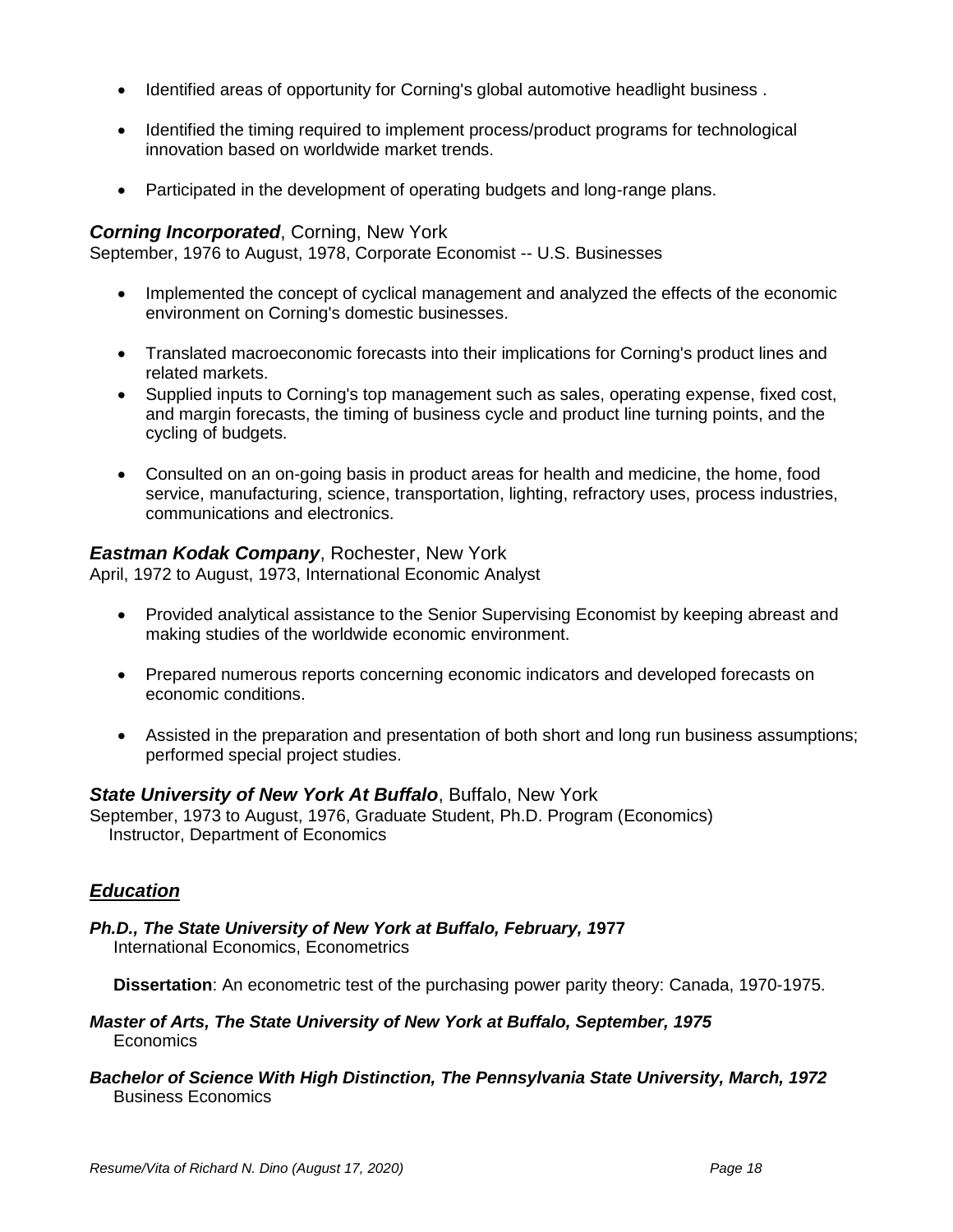- Identified areas of opportunity for Corning's global automotive headlight business .
- Identified the timing required to implement process/product programs for technological innovation based on worldwide market trends.
- Participated in the development of operating budgets and long-range plans.

### ***Corning Incorporated***, Corning, New York

September, 1976 to August, 1978, Corporate Economist -- U.S. Businesses

- Implemented the concept of cyclical management and analyzed the effects of the economic environment on Corning's domestic businesses.
- Translated macroeconomic forecasts into their implications for Corning's product lines and related markets.
- Supplied inputs to Corning's top management such as sales, operating expense, fixed cost, and margin forecasts, the timing of business cycle and product line turning points, and the cycling of budgets.
- Consulted on an on-going basis in product areas for health and medicine, the home, food service, manufacturing, science, transportation, lighting, refractory uses, process industries, communications and electronics.

### ***Eastman Kodak Company***, Rochester, New York

April, 1972 to August, 1973, International Economic Analyst

- Provided analytical assistance to the Senior Supervising Economist by keeping abreast and making studies of the worldwide economic environment.
- Prepared numerous reports concerning economic indicators and developed forecasts on economic conditions.
- Assisted in the preparation and presentation of both short and long run business assumptions; performed special project studies.

### ***State University of New York At Buffalo***, Buffalo, New York

September, 1973 to August, 1976, Graduate Student, Ph.D. Program (Economics)
Instructor, Department of Economics

## ***Education***

***Ph.D., The State University of New York at Buffalo, February, 1977***
International Economics, Econometrics

**Dissertation**: An econometric test of the purchasing power parity theory: Canada, 1970-1975.

***Master of Arts, The State University of New York at Buffalo, September, 1975***
Economics

***Bachelor of Science With High Distinction, The Pennsylvania State University, March, 1972***
Business Economics